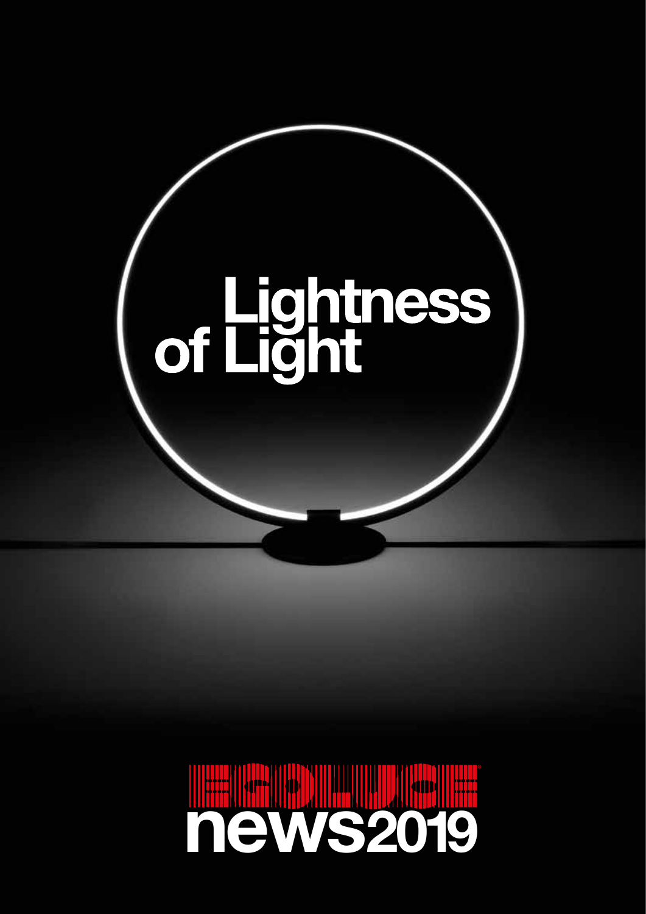# Lightness of Light

EGOLUCE

news2019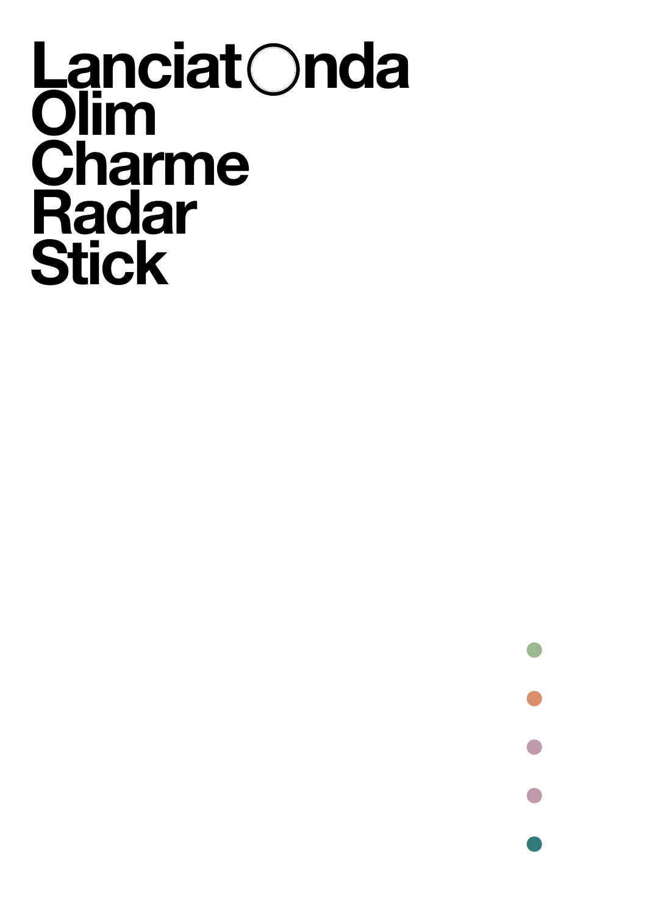# LanciatOnda
# Olim
# Charme
# Radar
# Stick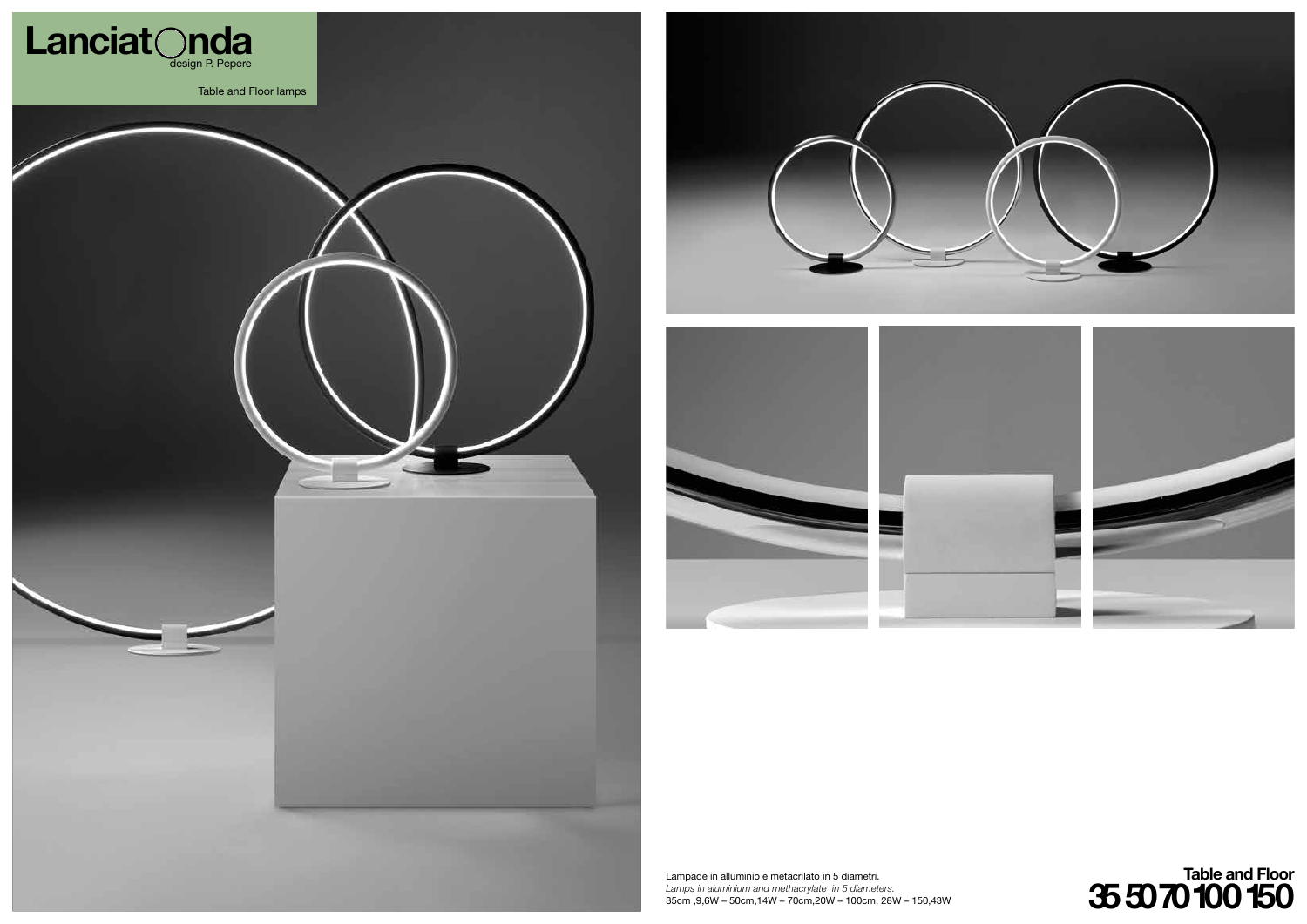# Lanciatonda

design P. Pepere

Table and Floor lamps

Lampade in alluminio e metacrilato in 5 diametri.
*Lamps in aluminium and methacrylate in 5 diameters.*
35cm ,9,6W – 50cm,14W – 70cm,20W – 100cm, 28W – 150,43W

**Table and Floor**
**35 50 70 100 150**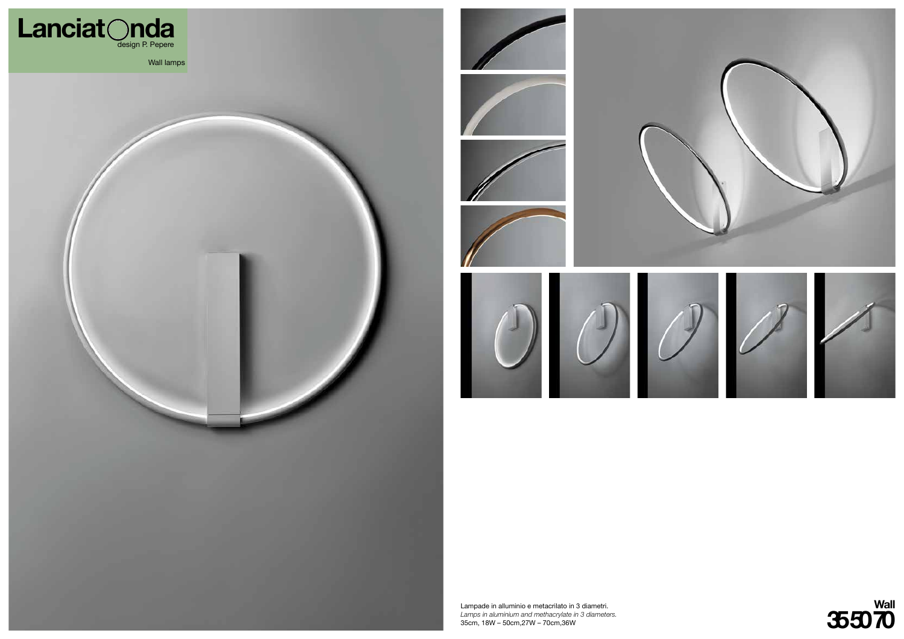# LanciatOnda

design P. Pepere

Wall lamps

Lampade in alluminio e metacrilato in 3 diametri.
*Lamps in aluminium and methacrylate in 3 diameters.*
35cm, 18W – 50cm,27W – 70cm,36W

**Wall**
**35 50 70**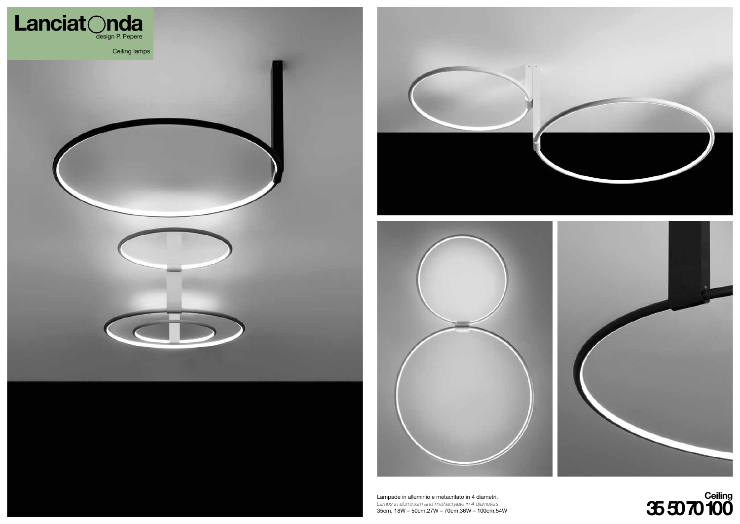# LanciatOnda

design P. Pepere

Ceiling lamps

Lampade in alluminio e metacrilato in 4 diametri.
*Lamps in aluminium and methacrylate in 4 diameters.*
35cm, 18W – 50cm,27W – 70cm,36W – 100cm,54W

**Ceiling**
**35 50 70 100**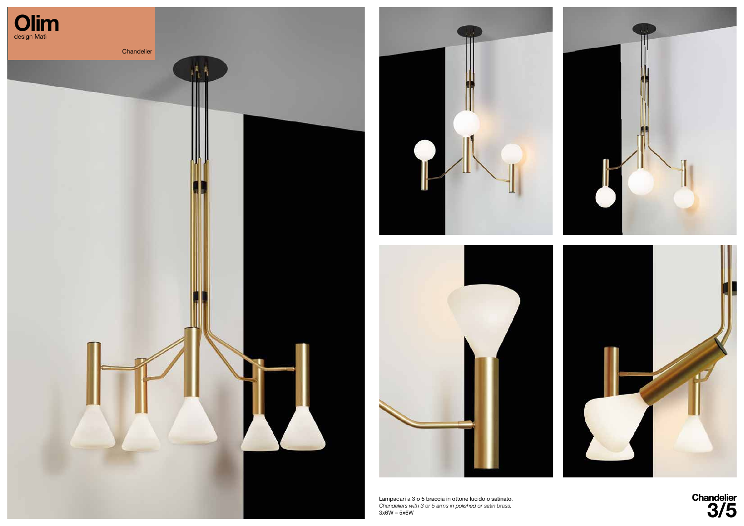# Olim

design Matì

Chandelier

Lampadari a 3 o 5 braccia in ottone lucido o satinato.
*Chandeliers with 3 or 5 arms in polished or satin brass.*
3x6W – 5x6W

**Chandelier**
**3/5**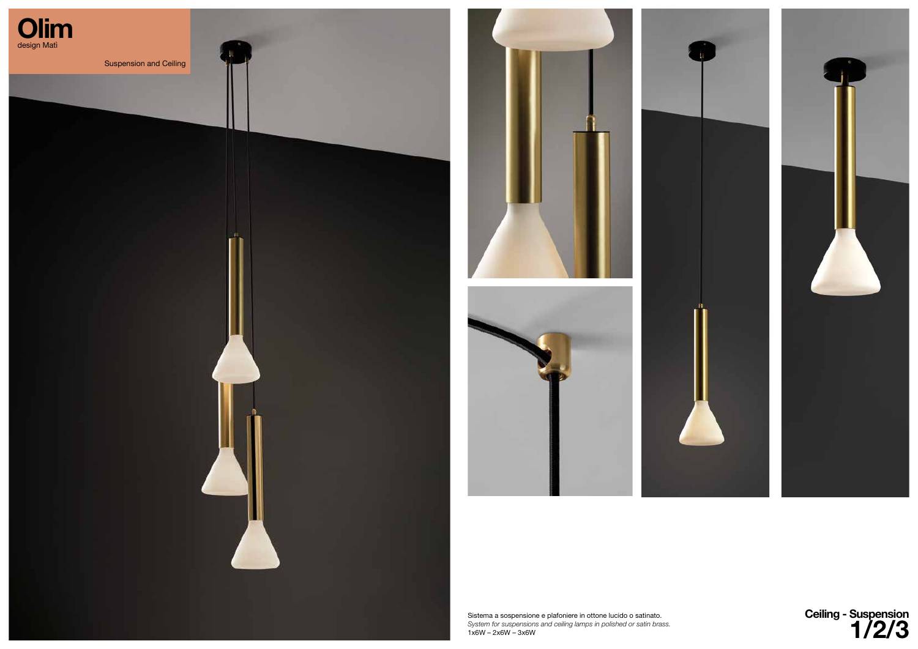# Olim

design Matì

Suspension and Ceiling

Sistema a sospensione e plafoniere in ottone lucido o satinato.
*System for suspensions and ceiling lamps in polished or satin brass.*
1x6W – 2x6W – 3x6W

**Ceiling - Suspension**
**1/2/3**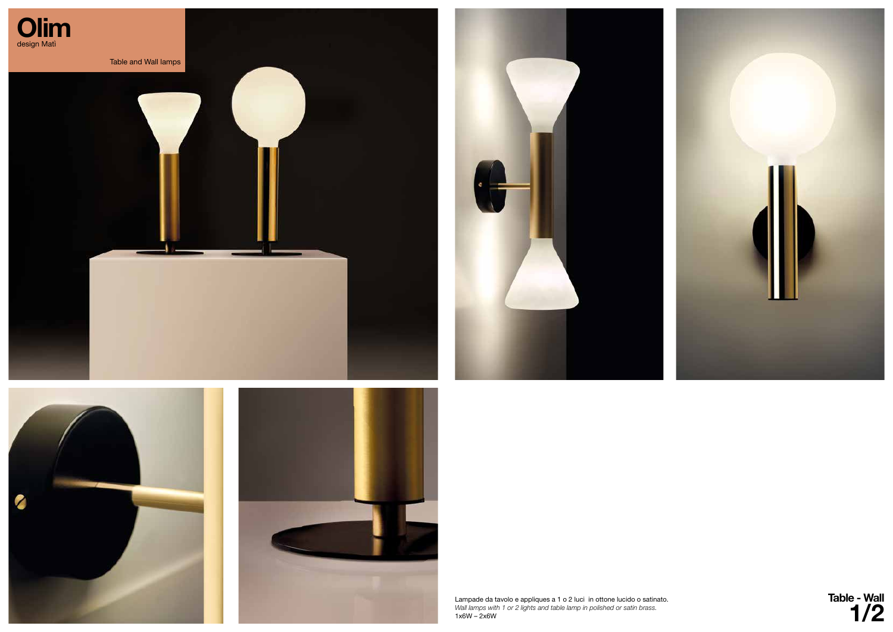# Olim

design Mati

Table and Wall lamps

Lampade da tavolo e appliques a 1 o 2 luci  in ottone lucido o satinato.
*Wall lamps with 1 or 2 lights and table lamp in polished or satin brass.*
1x6W – 2x6W

**Table - Wall**
**1/2**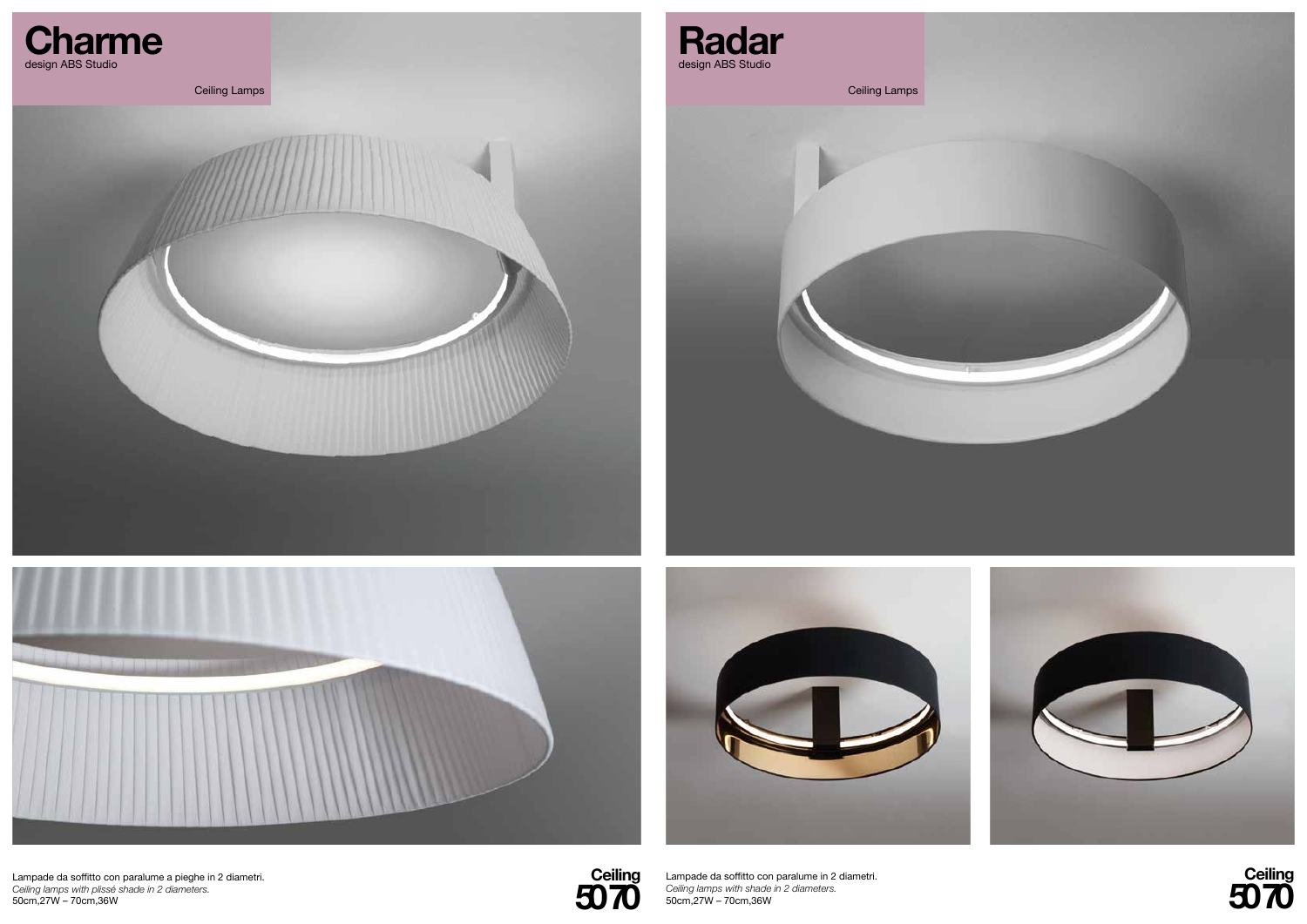# Charme

design ABS Studio

Ceiling Lamps

Lampade da soffitto con paralume a pieghe in 2 diametri.
*Ceiling lamps with plissé shade in 2 diameters.*
50cm,27W – 70cm,36W

**Ceiling**
**50 70**

# Radar

design ABS Studio

Ceiling Lamps

Lampade da soffitto con paralume in 2 diametri.
*Ceiling lamps with shade in 2 diameters.*
50cm,27W – 70cm,36W

**Ceiling**
**50 70**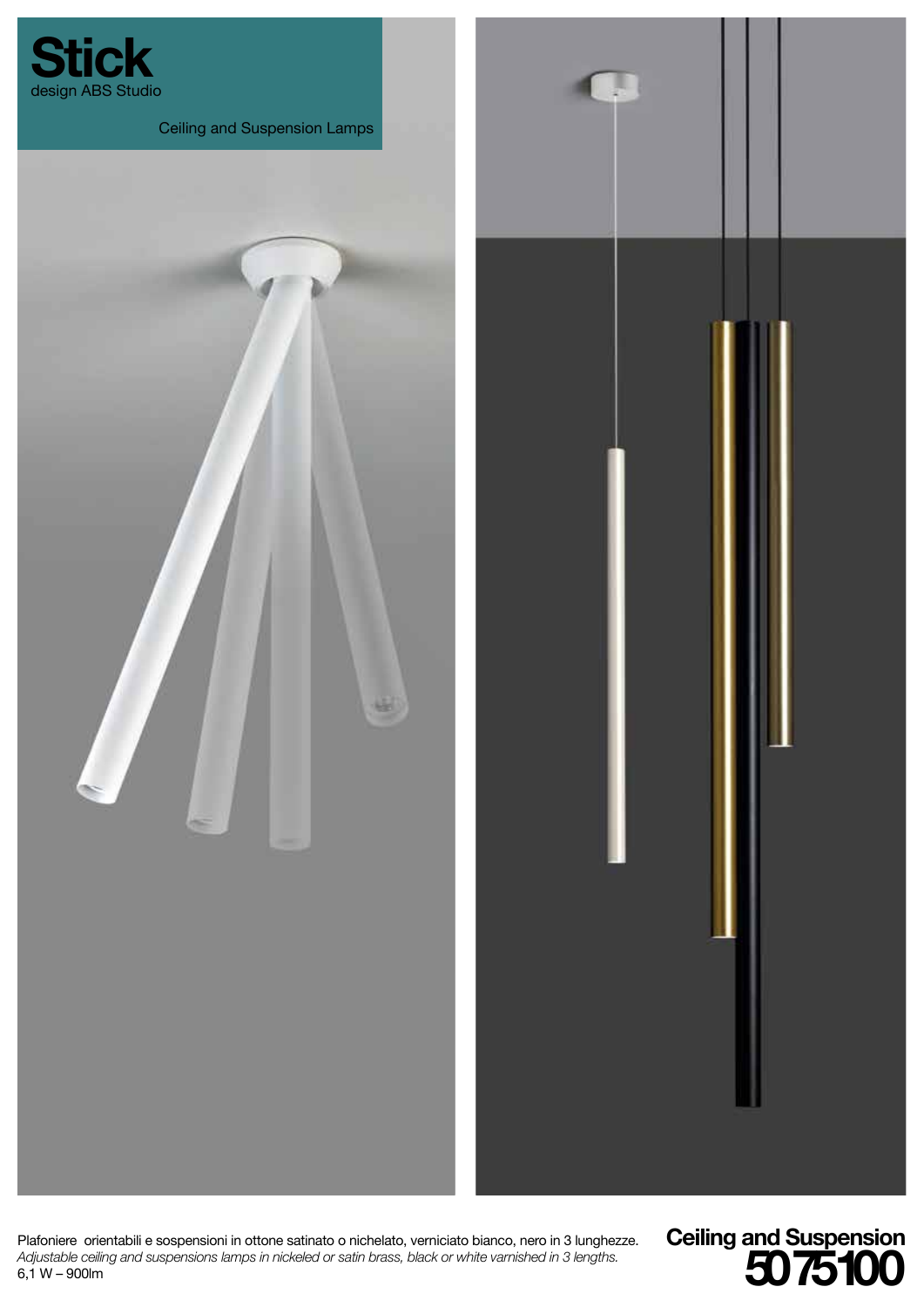# Stick

design ABS Studio

Ceiling and Suspension Lamps

Plafoniere orientabili e sospensioni in ottone satinato o nichelato, verniciato bianco, nero in 3 lunghezze.
*Adjustable ceiling and suspensions lamps in nickeled or satin brass, black or white varnished in 3 lengths.*
6,1 W – 900lm

**Ceiling and Suspension**
**5075100**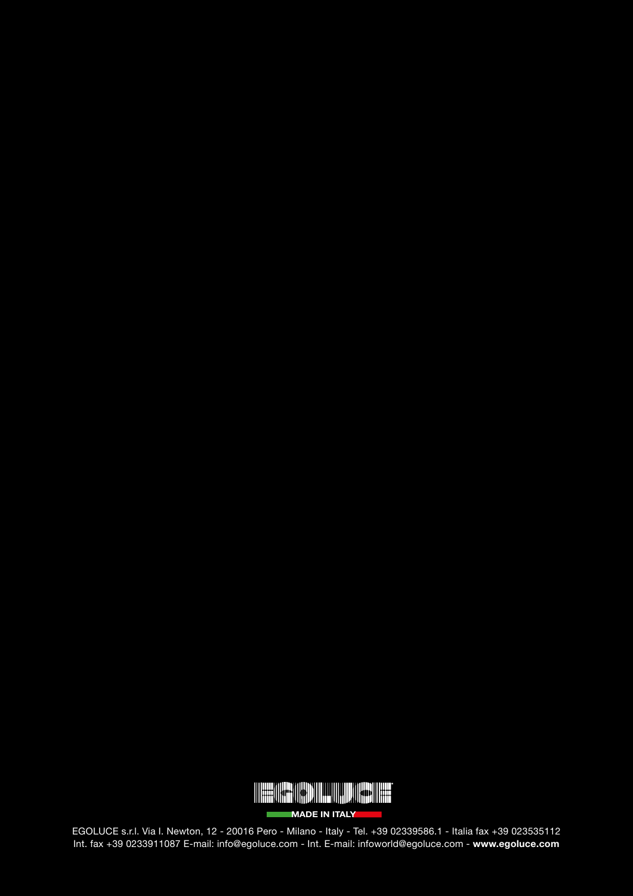EGOLUCE

MADE IN ITALY

EGOLUCE s.r.l. Via I. Newton, 12 - 20016 Pero - Milano - Italy - Tel. +39 02339586.1 - Italia fax +39 023535112
Int. fax +39 0233911087 E-mail: info@egoluce.com - Int. E-mail: infoworld@egoluce.com - **www.egoluce.com**